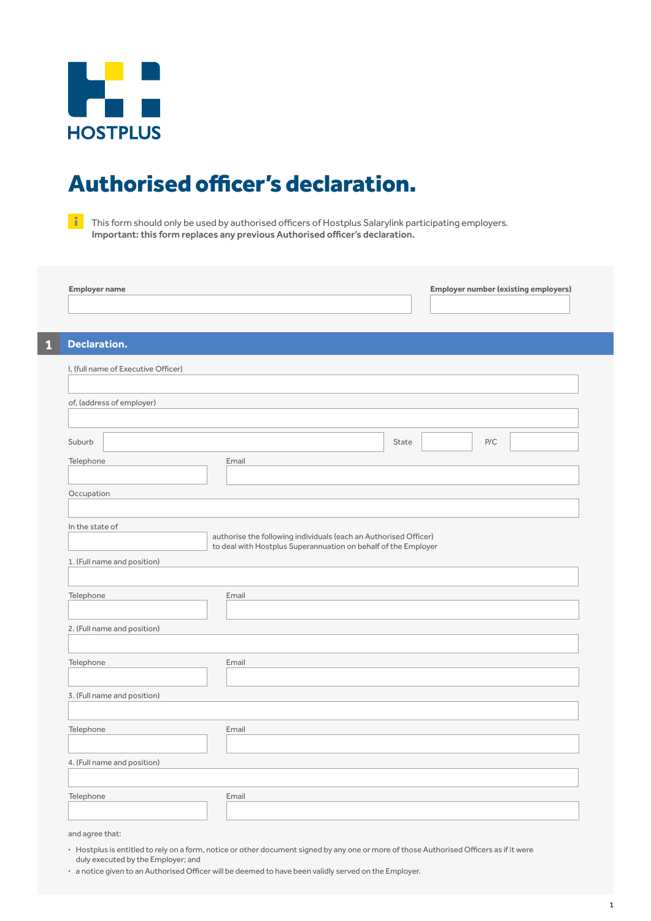HOSTPLUS

# Authorised officer's declaration.

This form should only be used by authorised officers of Hostplus Salarylink participating employers.
**Important: this form replaces any previous Authorised officer's declaration.**

**Employer name**

**Employer number (existing employers)**

## 1 Declaration.

I, (full name of Executive Officer)

of, (address of employer)

Suburb

State

P/C

Telephone

Email

Occupation

In the state of

authorise the following individuals (each an Authorised Officer) to deal with Hostplus Superannuation on behalf of the Employer

1. (Full name and position)

Telephone

Email

2. (Full name and position)

Telephone

Email

3. (Full name and position)

Telephone

Email

4. (Full name and position)

Telephone

Email

and agree that:

- Hostplus is entitled to rely on a form, notice or other document signed by any one or more of those Authorised Officers as if it were duly executed by the Employer; and
- a notice given to an Authorised Officer will be deemed to have been validly served on the Employer.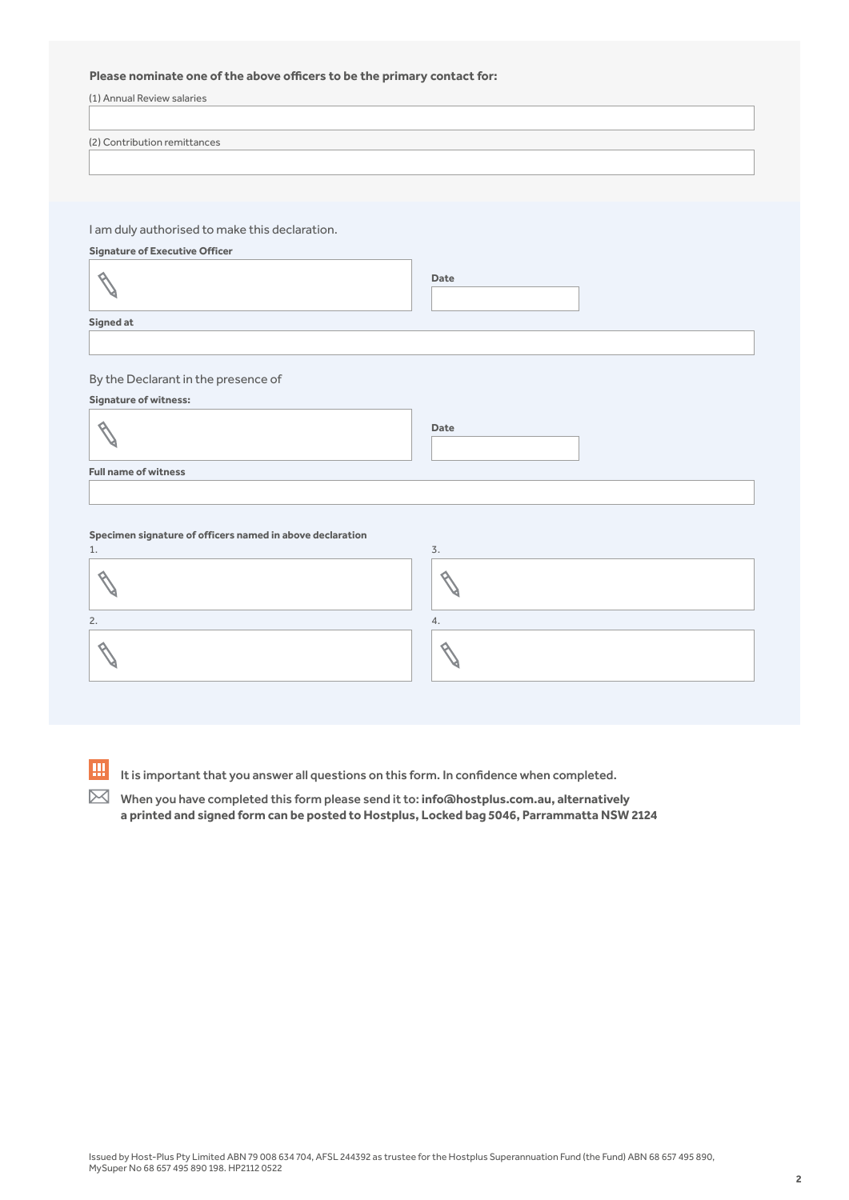**Please nominate one of the above officers to be the primary contact for:**

(1) Annual Review salaries

(2) Contribution remittances

I am duly authorised to make this declaration.

**Signature of Executive Officer**

**Date**

**Signed at**

By the Declarant in the presence of

**Signature of witness:**

**Date**

**Full name of witness**

**Specimen signature of officers named in above declaration**

1.

2.

3.

4.

It is important that you answer all questions on this form. In confidence when completed.

When you have completed this form please send it to: **info@hostplus.com.au, alternatively a printed and signed form can be posted to Hostplus, Locked bag 5046, Parrammatta NSW 2124**

Issued by Host-Plus Pty Limited ABN 79 008 634 704, AFSL 244392 as trustee for the Hostplus Superannuation Fund (the Fund) ABN 68 657 495 890, MySuper No 68 657 495 890 198. HP2112 0522